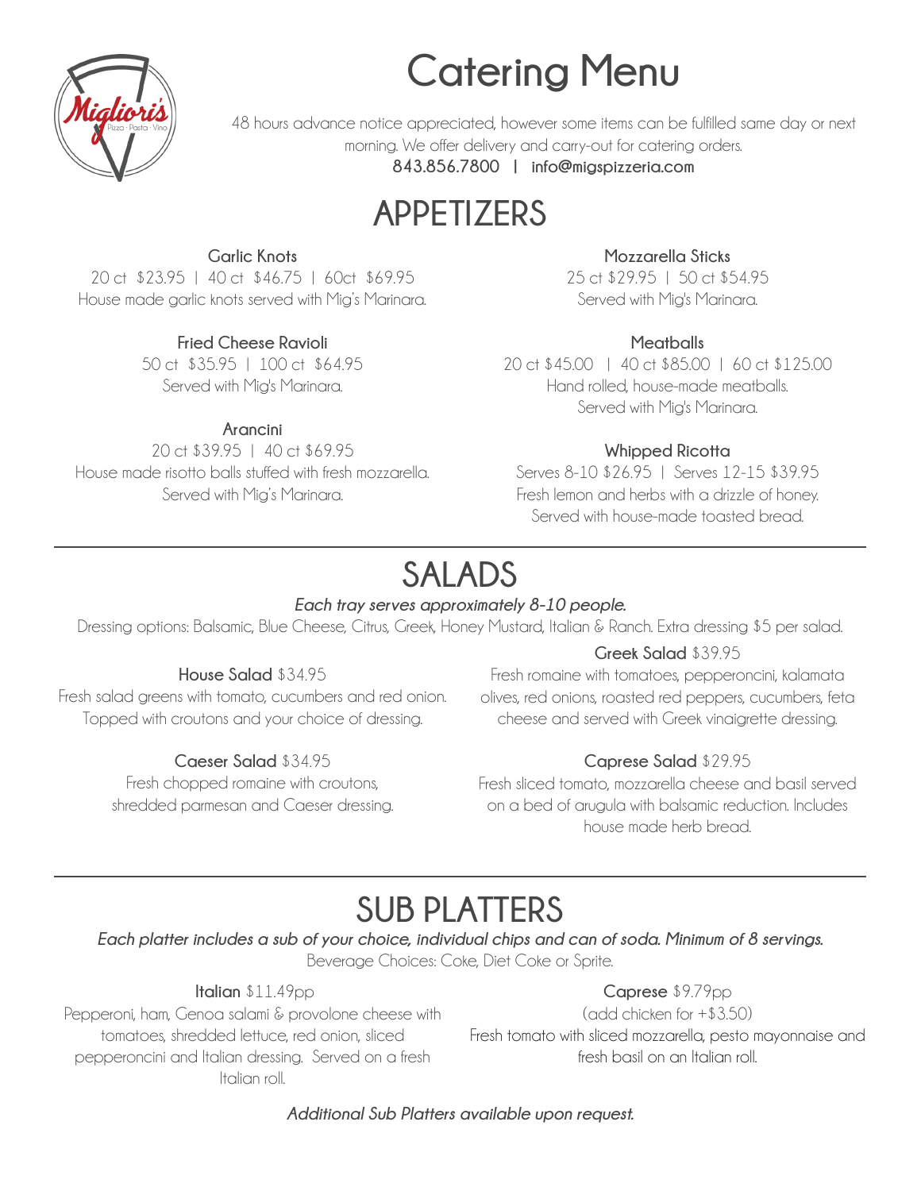# Catering Menu

48 hours advance notice appreciated, however some items can be fulfilled same day or next morning. We offer delivery and carry-out for catering orders.

**843.856.7800 | info@migspizzeria.com**

## APPETIZERS

**Garlic Knots**
20 ct $23.95 | 40 ct $46.75 | 60ct $69.95
House made garlic knots served with Mig's Marinara.

**Fried Cheese Ravioli**
50 ct $35.95 | 100 ct $64.95
Served with Mig's Marinara.

**Arancini**
20 ct $39.95 | 40 ct $69.95
House made risotto balls stuffed with fresh mozzarella. Served with Mig's Marinara.

**Mozzarella Sticks**
25 ct $29.95 | 50 ct $54.95
Served with Mig's Marinara.

**Meatballs**
20 ct $45.00 | 40 ct $85.00 | 60 ct $125.00
Hand rolled, house-made meatballs. Served with Mig's Marinara.

**Whipped Ricotta**
Serves 8-10 $26.95 | Serves 12-15 $39.95
Fresh lemon and herbs with a drizzle of honey. Served with house-made toasted bread.

## SALADS

***Each tray serves approximately 8-10 people.***

Dressing options: Balsamic, Blue Cheese, Citrus, Greek, Honey Mustard, Italian & Ranch. Extra dressing $5 per salad.

**House Salad** $34.95
Fresh salad greens with tomato, cucumbers and red onion. Topped with croutons and your choice of dressing.

**Caeser Salad** $34.95
Fresh chopped romaine with croutons, shredded parmesan and Caeser dressing.

**Greek Salad** $39.95
Fresh romaine with tomatoes, pepperoncini, kalamata olives, red onions, roasted red peppers, cucumbers, feta cheese and served with Greek vinaigrette dressing.

**Caprese Salad** $29.95
Fresh sliced tomato, mozzarella cheese and basil served on a bed of arugula with balsamic reduction. Includes house made herb bread.

## SUB PLATTERS

***Each platter includes a sub of your choice, individual chips and can of soda. Minimum of 8 servings.***

Beverage Choices: Coke, Diet Coke or Sprite.

**Italian** $11.49pp
Pepperoni, ham, Genoa salami & provolone cheese with tomatoes, shredded lettuce, red onion, sliced pepperoncini and Italian dressing. Served on a fresh Italian roll.

**Caprese** $9.79pp
(add chicken for +$3.50)
Fresh tomato with sliced mozzarella, pesto mayonnaise and fresh basil on an Italian roll.

***Additional Sub Platters available upon request.***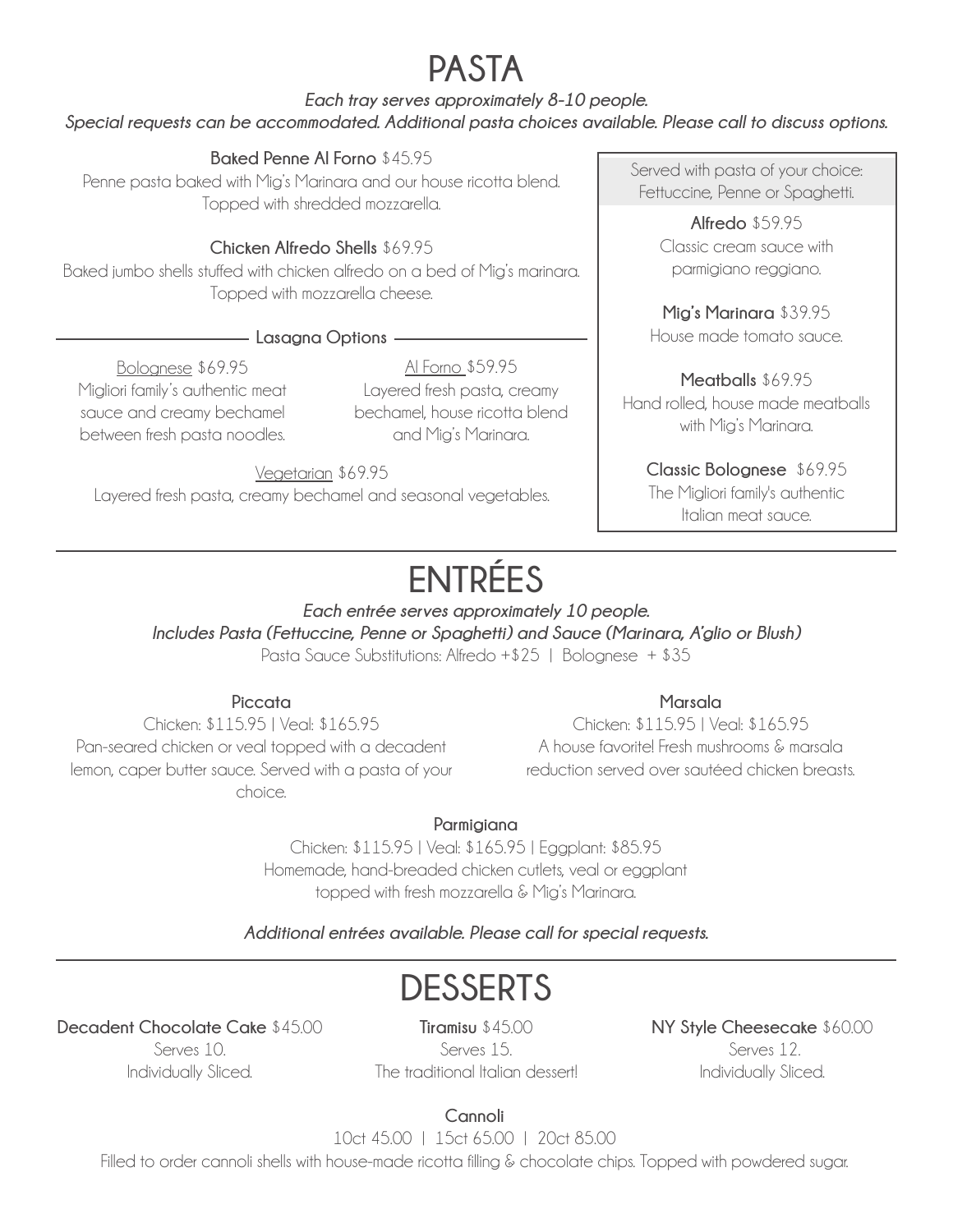# PASTA

***Each tray serves approximately 8-10 people.***

***Special requests can be accommodated. Additional pasta choices available. Please call to discuss options.***

**Baked Penne Al Forno** $45.95
Penne pasta baked with Mig's Marinara and our house ricotta blend. Topped with shredded mozzarella.

**Chicken Alfredo Shells** $69.95
Baked jumbo shells stuffed with chicken alfredo on a bed of Mig's marinara. Topped with mozzarella cheese.

### Lasagna Options

Bolognese $69.95
Migliori family's authentic meat sauce and creamy bechamel between fresh pasta noodles.

Al Forno $59.95
Layered fresh pasta, creamy bechamel, house ricotta blend and Mig's Marinara.

Vegetarian $69.95
Layered fresh pasta, creamy bechamel and seasonal vegetables.

Served with pasta of your choice: Fettuccine, Penne or Spaghetti.

**Alfredo** $59.95
Classic cream sauce with parmigiano reggiano.

**Mig's Marinara** $39.95
House made tomato sauce.

**Meatballs** $69.95
Hand rolled, house made meatballs with Mig's Marinara.

**Classic Bolognese** $69.95
The Migliori family's authentic Italian meat sauce.

# ENTRÉES

***Each entrée serves approximately 10 people.***

***Includes Pasta (Fettuccine, Penne or Spaghetti) and Sauce (Marinara, A'glio or Blush)***

Pasta Sauce Substitutions: Alfredo +$25 | Bolognese + $35

**Piccata**
Chicken: $115.95 | Veal: $165.95
Pan-seared chicken or veal topped with a decadent lemon, caper butter sauce. Served with a pasta of your choice.

**Marsala**
Chicken: $115.95 | Veal: $165.95
A house favorite! Fresh mushrooms & marsala reduction served over sautéed chicken breasts.

**Parmigiana**
Chicken: $115.95 | Veal: $165.95 | Eggplant: $85.95
Homemade, hand-breaded chicken cutlets, veal or eggplant topped with fresh mozzarella & Mig's Marinara.

***Additional entrées available. Please call for special requests.***

# DESSERTS

**Decadent Chocolate Cake** $45.00
Serves 10.
Individually Sliced.

**Tiramisu** $45.00
Serves 15.
The traditional Italian dessert!

**NY Style Cheesecake** $60.00
Serves 12.
Individually Sliced.

**Cannoli**
10ct 45.00 | 15ct 65.00 | 20ct 85.00
Filled to order cannoli shells with house-made ricotta filling & chocolate chips. Topped with powdered sugar.